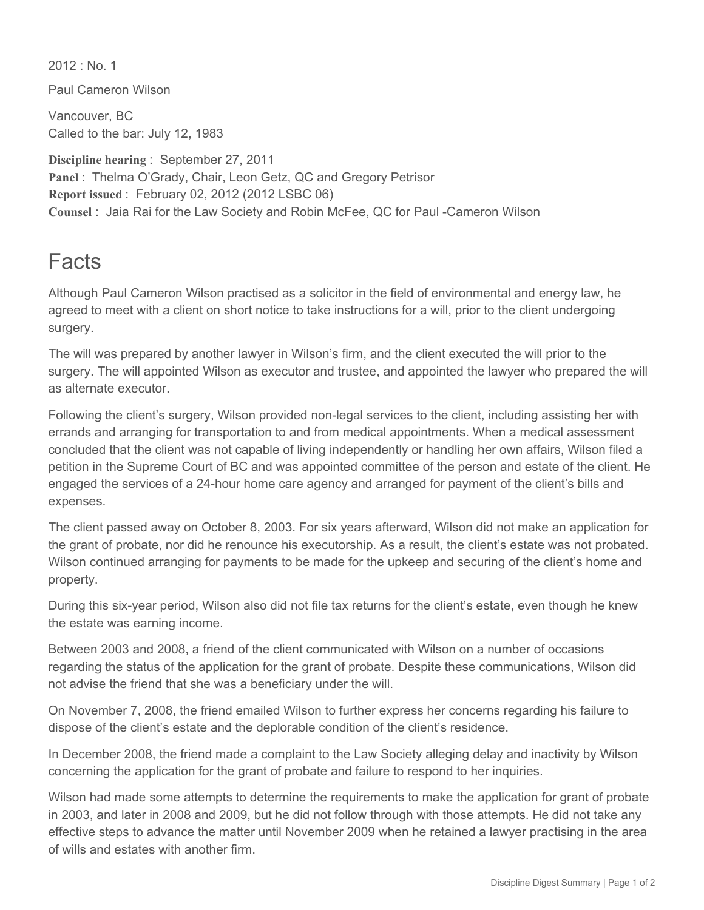2012 : No. 1

Paul Cameron Wilson

Vancouver, BC
Called to the bar: July 12, 1983

**Discipline hearing** : September 27, 2011
**Panel** : Thelma O'Grady, Chair, Leon Getz, QC and Gregory Petrisor
**Report issued** : February 02, 2012 (2012 LSBC 06)
**Counsel** : Jaia Rai for the Law Society and Robin McFee, QC for Paul -Cameron Wilson

# Facts

Although Paul Cameron Wilson practised as a solicitor in the field of environmental and energy law, he agreed to meet with a client on short notice to take instructions for a will, prior to the client undergoing surgery.

The will was prepared by another lawyer in Wilson's firm, and the client executed the will prior to the surgery. The will appointed Wilson as executor and trustee, and appointed the lawyer who prepared the will as alternate executor.

Following the client's surgery, Wilson provided non-legal services to the client, including assisting her with errands and arranging for transportation to and from medical appointments. When a medical assessment concluded that the client was not capable of living independently or handling her own affairs, Wilson filed a petition in the Supreme Court of BC and was appointed committee of the person and estate of the client. He engaged the services of a 24-hour home care agency and arranged for payment of the client's bills and expenses.

The client passed away on October 8, 2003. For six years afterward, Wilson did not make an application for the grant of probate, nor did he renounce his executorship. As a result, the client's estate was not probated. Wilson continued arranging for payments to be made for the upkeep and securing of the client's home and property.

During this six-year period, Wilson also did not file tax returns for the client's estate, even though he knew the estate was earning income.

Between 2003 and 2008, a friend of the client communicated with Wilson on a number of occasions regarding the status of the application for the grant of probate. Despite these communications, Wilson did not advise the friend that she was a beneficiary under the will.

On November 7, 2008, the friend emailed Wilson to further express her concerns regarding his failure to dispose of the client's estate and the deplorable condition of the client's residence.

In December 2008, the friend made a complaint to the Law Society alleging delay and inactivity by Wilson concerning the application for the grant of probate and failure to respond to her inquiries.

Wilson had made some attempts to determine the requirements to make the application for grant of probate in 2003, and later in 2008 and 2009, but he did not follow through with those attempts. He did not take any effective steps to advance the matter until November 2009 when he retained a lawyer practising in the area of wills and estates with another firm.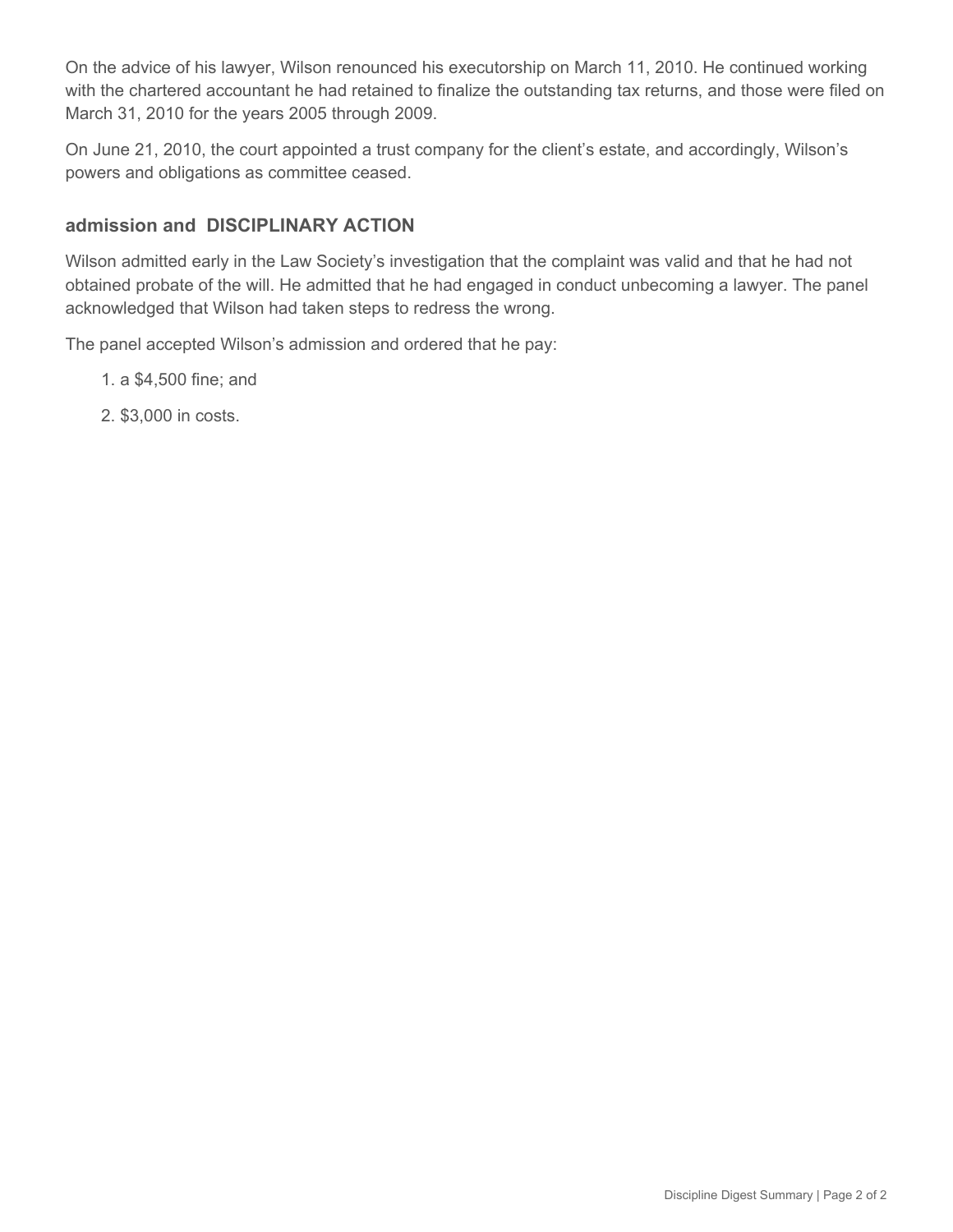On the advice of his lawyer, Wilson renounced his executorship on March 11, 2010. He continued working with the chartered accountant he had retained to finalize the outstanding tax returns, and those were filed on March 31, 2010 for the years 2005 through 2009.

On June 21, 2010, the court appointed a trust company for the client's estate, and accordingly, Wilson's powers and obligations as committee ceased.

### admission and DISCIPLINARY ACTION

Wilson admitted early in the Law Society's investigation that the complaint was valid and that he had not obtained probate of the will. He admitted that he had engaged in conduct unbecoming a lawyer. The panel acknowledged that Wilson had taken steps to redress the wrong.

The panel accepted Wilson's admission and ordered that he pay:

1. a $4,500 fine; and
2. $3,000 in costs.